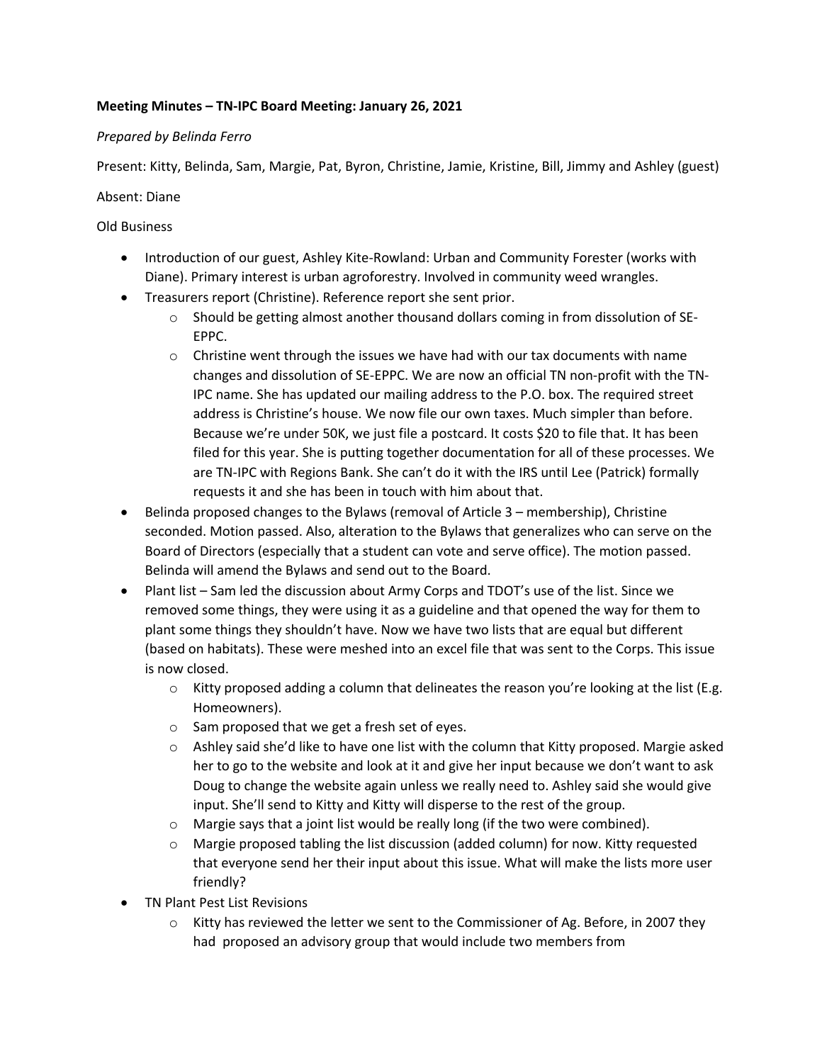**Meeting Minutes – TN-IPC Board Meeting: January 26, 2021**

*Prepared by Belinda Ferro*

Present: Kitty, Belinda, Sam, Margie, Pat, Byron, Christine, Jamie, Kristine, Bill, Jimmy and Ashley (guest)

Absent: Diane

Old Business

- Introduction of our guest, Ashley Kite-Rowland: Urban and Community Forester (works with Diane). Primary interest is urban agroforestry. Involved in community weed wrangles.
- Treasurers report (Christine). Reference report she sent prior.
    - Should be getting almost another thousand dollars coming in from dissolution of SE-EPPC.
    - Christine went through the issues we have had with our tax documents with name changes and dissolution of SE-EPPC. We are now an official TN non-profit with the TN-IPC name. She has updated our mailing address to the P.O. box. The required street address is Christine's house. We now file our own taxes. Much simpler than before. Because we're under 50K, we just file a postcard. It costs $20 to file that. It has been filed for this year. She is putting together documentation for all of these processes. We are TN-IPC with Regions Bank. She can't do it with the IRS until Lee (Patrick) formally requests it and she has been in touch with him about that.
- Belinda proposed changes to the Bylaws (removal of Article 3 – membership), Christine seconded. Motion passed. Also, alteration to the Bylaws that generalizes who can serve on the Board of Directors (especially that a student can vote and serve office). The motion passed. Belinda will amend the Bylaws and send out to the Board.
- Plant list – Sam led the discussion about Army Corps and TDOT's use of the list. Since we removed some things, they were using it as a guideline and that opened the way for them to plant some things they shouldn't have. Now we have two lists that are equal but different (based on habitats). These were meshed into an excel file that was sent to the Corps. This issue is now closed.
    - Kitty proposed adding a column that delineates the reason you're looking at the list (E.g. Homeowners).
    - Sam proposed that we get a fresh set of eyes.
    - Ashley said she'd like to have one list with the column that Kitty proposed. Margie asked her to go to the website and look at it and give her input because we don't want to ask Doug to change the website again unless we really need to. Ashley said she would give input. She'll send to Kitty and Kitty will disperse to the rest of the group.
    - Margie says that a joint list would be really long (if the two were combined).
    - Margie proposed tabling the list discussion (added column) for now. Kitty requested that everyone send her their input about this issue. What will make the lists more user friendly?
- TN Plant Pest List Revisions
    - Kitty has reviewed the letter we sent to the Commissioner of Ag. Before, in 2007 they had proposed an advisory group that would include two members from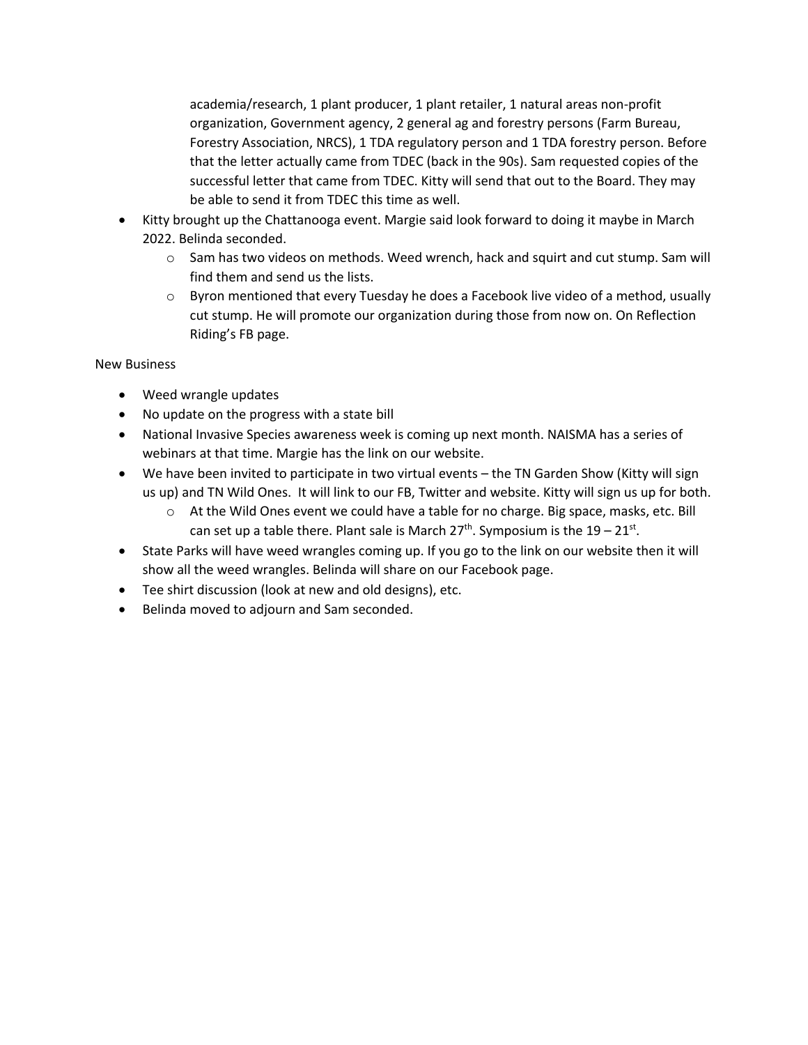academia/research, 1 plant producer, 1 plant retailer, 1 natural areas non-profit organization, Government agency, 2 general ag and forestry persons (Farm Bureau, Forestry Association, NRCS), 1 TDA regulatory person and 1 TDA forestry person. Before that the letter actually came from TDEC (back in the 90s). Sam requested copies of the successful letter that came from TDEC. Kitty will send that out to the Board. They may be able to send it from TDEC this time as well.

- Kitty brought up the Chattanooga event. Margie said look forward to doing it maybe in March 2022. Belinda seconded.
    - Sam has two videos on methods. Weed wrench, hack and squirt and cut stump. Sam will find them and send us the lists.
    - Byron mentioned that every Tuesday he does a Facebook live video of a method, usually cut stump. He will promote our organization during those from now on. On Reflection Riding's FB page.

New Business

- Weed wrangle updates
- No update on the progress with a state bill
- National Invasive Species awareness week is coming up next month. NAISMA has a series of webinars at that time. Margie has the link on our website.
- We have been invited to participate in two virtual events – the TN Garden Show (Kitty will sign us up) and TN Wild Ones. It will link to our FB, Twitter and website. Kitty will sign us up for both.
    - At the Wild Ones event we could have a table for no charge. Big space, masks, etc. Bill can set up a table there. Plant sale is March 27th. Symposium is the 19 – 21st.
- State Parks will have weed wrangles coming up. If you go to the link on our website then it will show all the weed wrangles. Belinda will share on our Facebook page.
- Tee shirt discussion (look at new and old designs), etc.
- Belinda moved to adjourn and Sam seconded.